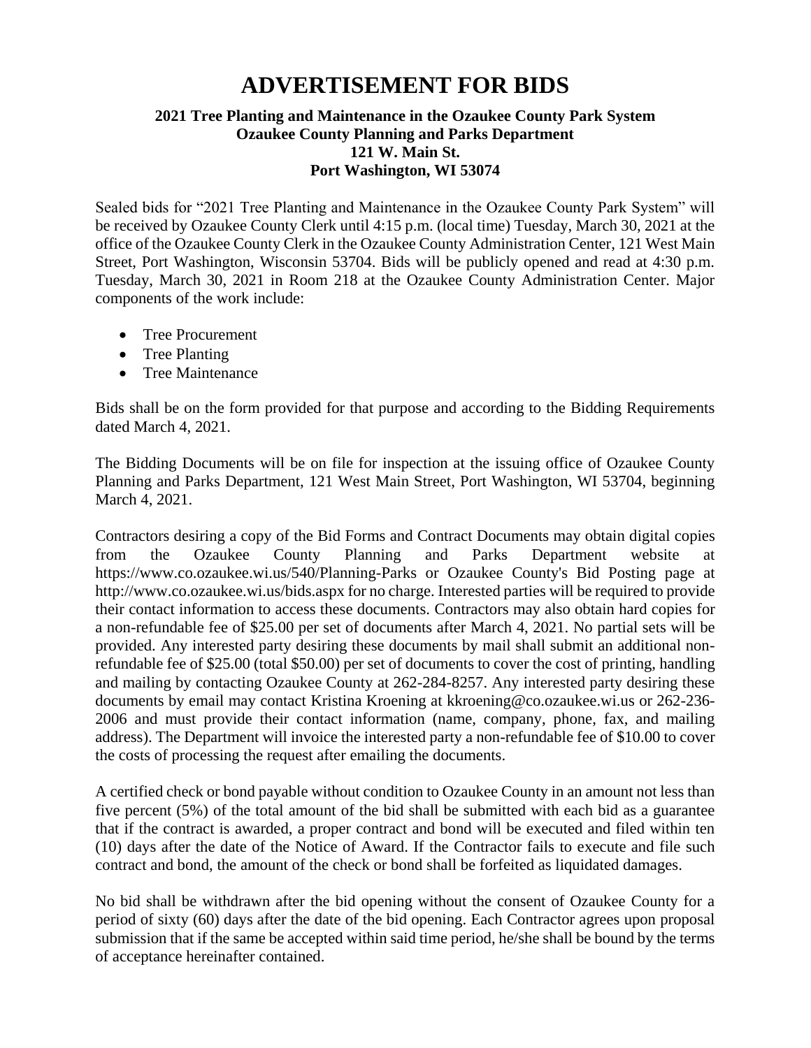# ADVERTISEMENT FOR BIDS

**2021 Tree Planting and Maintenance in the Ozaukee County Park System**
**Ozaukee County Planning and Parks Department**
**121 W. Main St.**
**Port Washington, WI 53074**

Sealed bids for "2021 Tree Planting and Maintenance in the Ozaukee County Park System" will be received by Ozaukee County Clerk until 4:15 p.m. (local time) Tuesday, March 30, 2021 at the office of the Ozaukee County Clerk in the Ozaukee County Administration Center, 121 West Main Street, Port Washington, Wisconsin 53704. Bids will be publicly opened and read at 4:30 p.m. Tuesday, March 30, 2021 in Room 218 at the Ozaukee County Administration Center. Major components of the work include:

- Tree Procurement
- Tree Planting
- Tree Maintenance

Bids shall be on the form provided for that purpose and according to the Bidding Requirements dated March 4, 2021.

The Bidding Documents will be on file for inspection at the issuing office of Ozaukee County Planning and Parks Department, 121 West Main Street, Port Washington, WI 53704, beginning March 4, 2021.

Contractors desiring a copy of the Bid Forms and Contract Documents may obtain digital copies from the Ozaukee County Planning and Parks Department website at https://www.co.ozaukee.wi.us/540/Planning-Parks or Ozaukee County's Bid Posting page at http://www.co.ozaukee.wi.us/bids.aspx for no charge. Interested parties will be required to provide their contact information to access these documents. Contractors may also obtain hard copies for a non-refundable fee of $25.00 per set of documents after March 4, 2021. No partial sets will be provided. Any interested party desiring these documents by mail shall submit an additional non-refundable fee of $25.00 (total $50.00) per set of documents to cover the cost of printing, handling and mailing by contacting Ozaukee County at 262-284-8257. Any interested party desiring these documents by email may contact Kristina Kroening at kkroening@co.ozaukee.wi.us or 262-236-2006 and must provide their contact information (name, company, phone, fax, and mailing address). The Department will invoice the interested party a non-refundable fee of $10.00 to cover the costs of processing the request after emailing the documents.

A certified check or bond payable without condition to Ozaukee County in an amount not less than five percent (5%) of the total amount of the bid shall be submitted with each bid as a guarantee that if the contract is awarded, a proper contract and bond will be executed and filed within ten (10) days after the date of the Notice of Award. If the Contractor fails to execute and file such contract and bond, the amount of the check or bond shall be forfeited as liquidated damages.

No bid shall be withdrawn after the bid opening without the consent of Ozaukee County for a period of sixty (60) days after the date of the bid opening. Each Contractor agrees upon proposal submission that if the same be accepted within said time period, he/she shall be bound by the terms of acceptance hereinafter contained.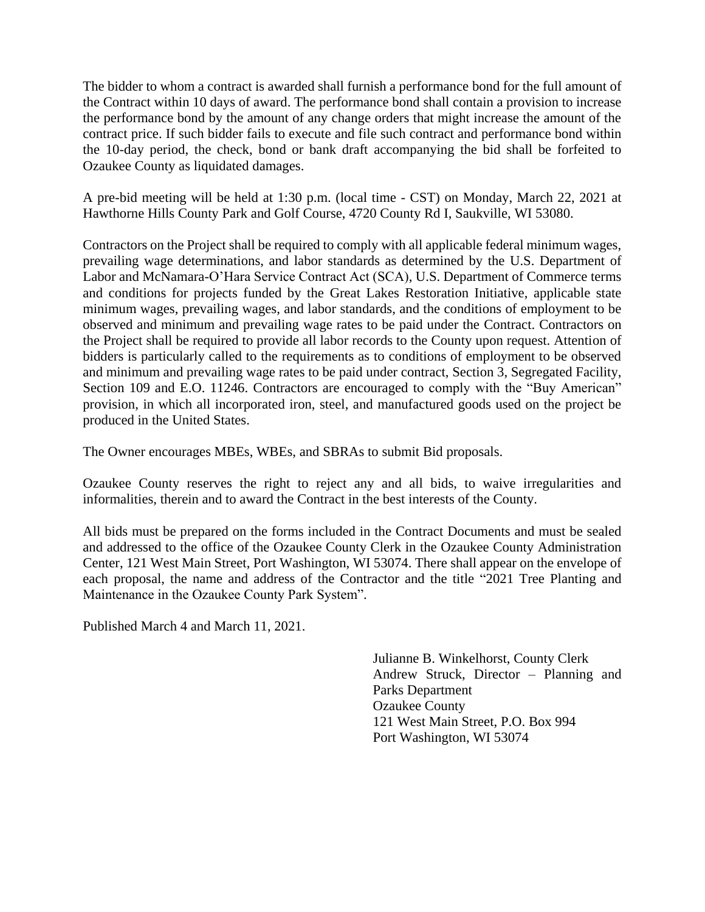The bidder to whom a contract is awarded shall furnish a performance bond for the full amount of the Contract within 10 days of award. The performance bond shall contain a provision to increase the performance bond by the amount of any change orders that might increase the amount of the contract price. If such bidder fails to execute and file such contract and performance bond within the 10-day period, the check, bond or bank draft accompanying the bid shall be forfeited to Ozaukee County as liquidated damages.

A pre-bid meeting will be held at 1:30 p.m. (local time - CST) on Monday, March 22, 2021 at Hawthorne Hills County Park and Golf Course, 4720 County Rd I, Saukville, WI 53080.

Contractors on the Project shall be required to comply with all applicable federal minimum wages, prevailing wage determinations, and labor standards as determined by the U.S. Department of Labor and McNamara-O'Hara Service Contract Act (SCA), U.S. Department of Commerce terms and conditions for projects funded by the Great Lakes Restoration Initiative, applicable state minimum wages, prevailing wages, and labor standards, and the conditions of employment to be observed and minimum and prevailing wage rates to be paid under the Contract. Contractors on the Project shall be required to provide all labor records to the County upon request. Attention of bidders is particularly called to the requirements as to conditions of employment to be observed and minimum and prevailing wage rates to be paid under contract, Section 3, Segregated Facility, Section 109 and E.O. 11246. Contractors are encouraged to comply with the "Buy American" provision, in which all incorporated iron, steel, and manufactured goods used on the project be produced in the United States.

The Owner encourages MBEs, WBEs, and SBRAs to submit Bid proposals.

Ozaukee County reserves the right to reject any and all bids, to waive irregularities and informalities, therein and to award the Contract in the best interests of the County.

All bids must be prepared on the forms included in the Contract Documents and must be sealed and addressed to the office of the Ozaukee County Clerk in the Ozaukee County Administration Center, 121 West Main Street, Port Washington, WI 53074. There shall appear on the envelope of each proposal, the name and address of the Contractor and the title "2021 Tree Planting and Maintenance in the Ozaukee County Park System".

Published March 4 and March 11, 2021.

Julianne B. Winkelhorst, County Clerk
Andrew Struck, Director – Planning and Parks Department
Ozaukee County
121 West Main Street, P.O. Box 994
Port Washington, WI 53074